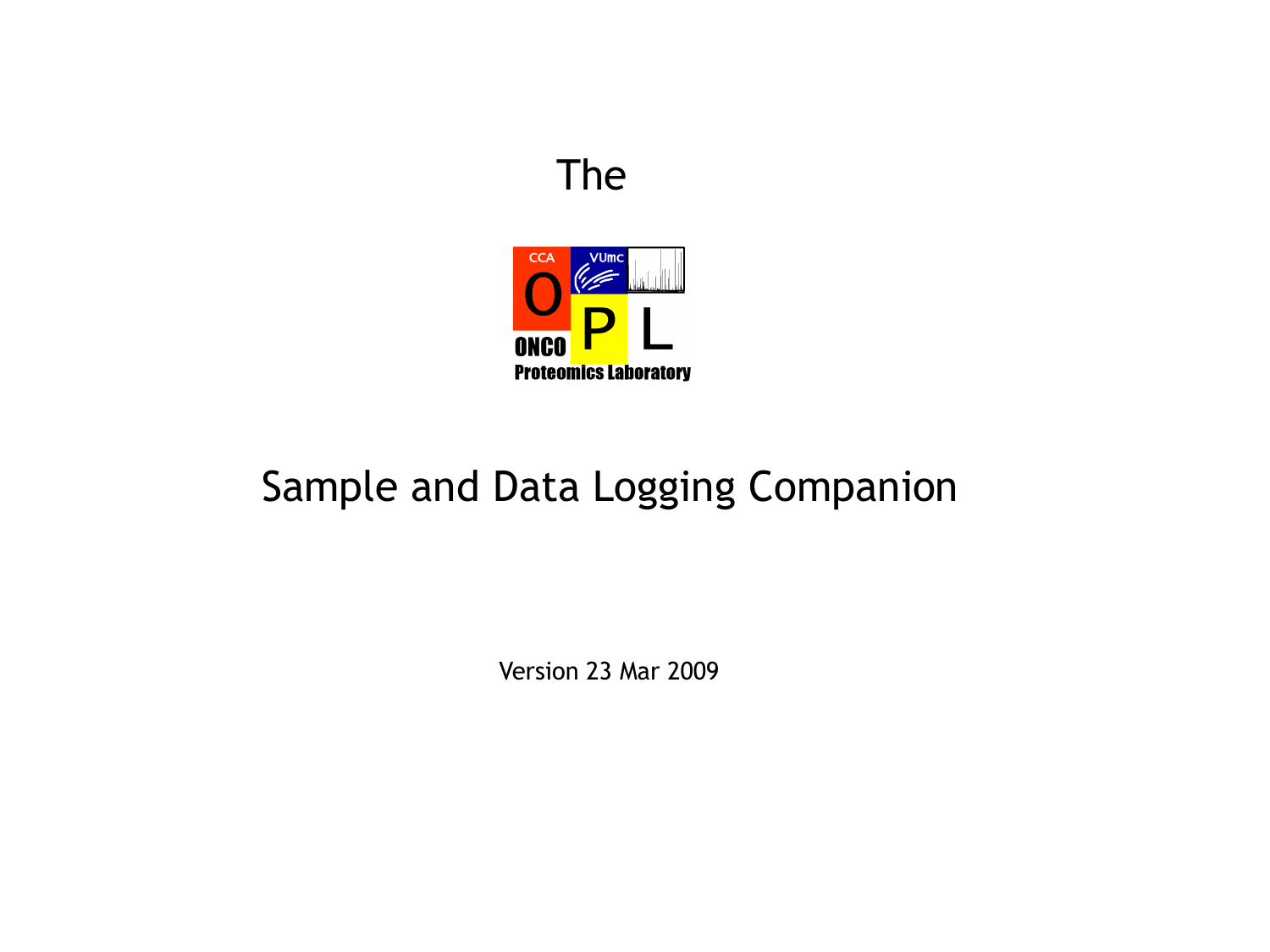The

CCA VUmc

O P L

ONCO Proteomics Laboratory

# Sample and Data Logging Companion

Version 23 Mar 2009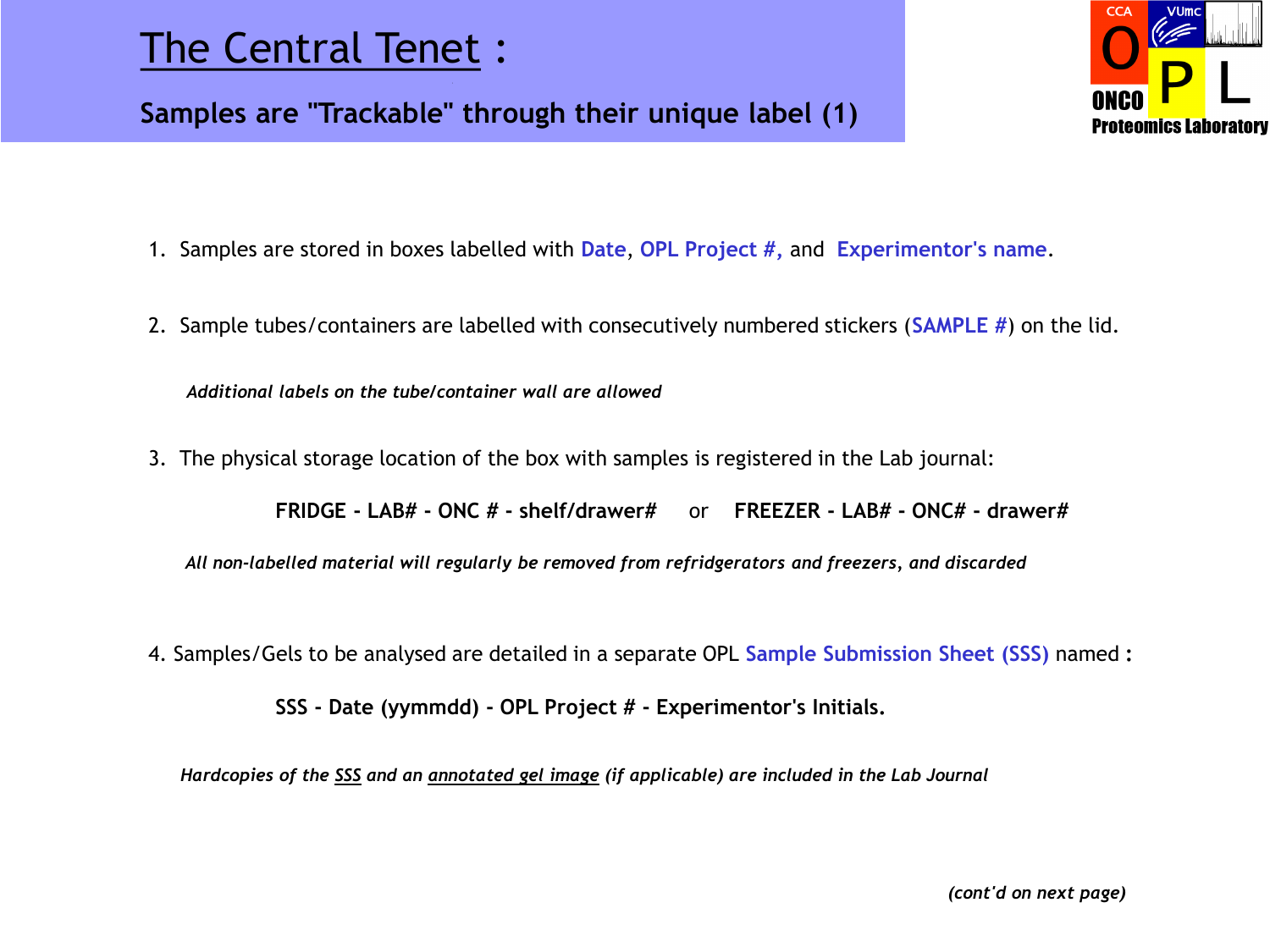# The Central Tenet :

## Samples are "Trackable" through their unique label (1)

1. Samples are stored in boxes labelled with **Date**, **OPL Project #,** and **Experimentor's name**.

2. Sample tubes/containers are labelled with consecutively numbered stickers (**SAMPLE #**) on the lid.

   ***Additional labels on the tube/container wall are allowed***

3. The physical storage location of the box with samples is registered in the Lab journal:

   **FRIDGE - LAB# - ONC # - shelf/drawer#** or **FREEZER - LAB# - ONC# - drawer#**

   ***All non-labelled material will regularly be removed from refridgerators and freezers, and discarded***

4. Samples/Gels to be analysed are detailed in a separate OPL **Sample Submission Sheet (SSS)** named **:**

   **SSS - Date (yymmdd) - OPL Project # - Experimentor's Initials.**

   ***Hardcopies of the SSS and an annotated gel image (if applicable) are included in the Lab Journal***

***(cont'd on next page)***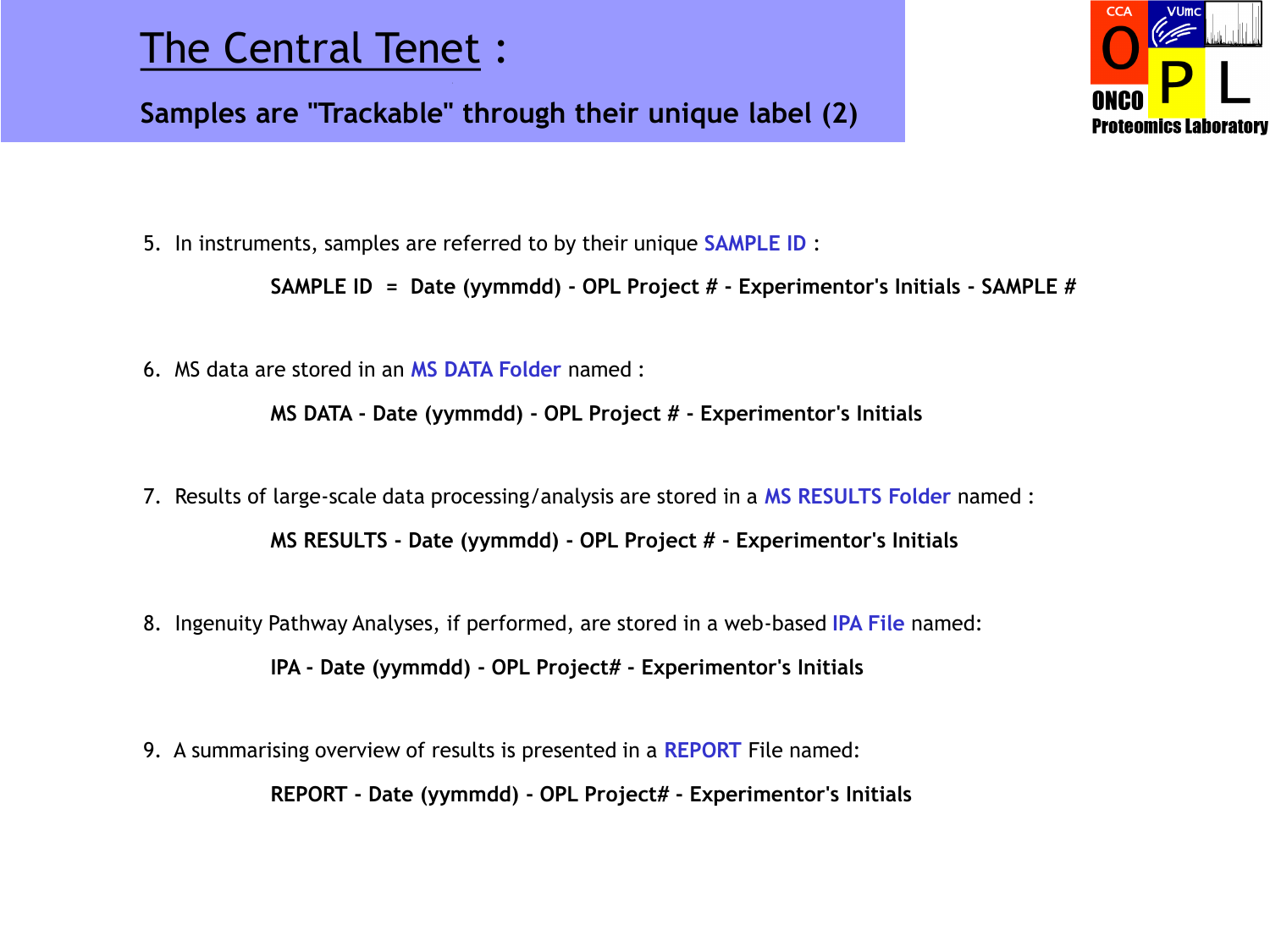# The Central Tenet :

## Samples are "Trackable" through their unique label (2)

5. In instruments, samples are referred to by their unique **SAMPLE ID** :

   **SAMPLE ID = Date (yymmdd) - OPL Project # - Experimentor's Initials - SAMPLE #**

6. MS data are stored in an **MS DATA Folder** named :

   **MS DATA - Date (yymmdd) - OPL Project # - Experimentor's Initials**

7. Results of large-scale data processing/analysis are stored in a **MS RESULTS Folder** named :

   **MS RESULTS - Date (yymmdd) - OPL Project # - Experimentor's Initials**

8. Ingenuity Pathway Analyses, if performed, are stored in a web-based **IPA File** named:

   **IPA - Date (yymmdd) - OPL Project# - Experimentor's Initials**

9. A summarising overview of results is presented in a **REPORT** File named:

   **REPORT - Date (yymmdd) - OPL Project# - Experimentor's Initials**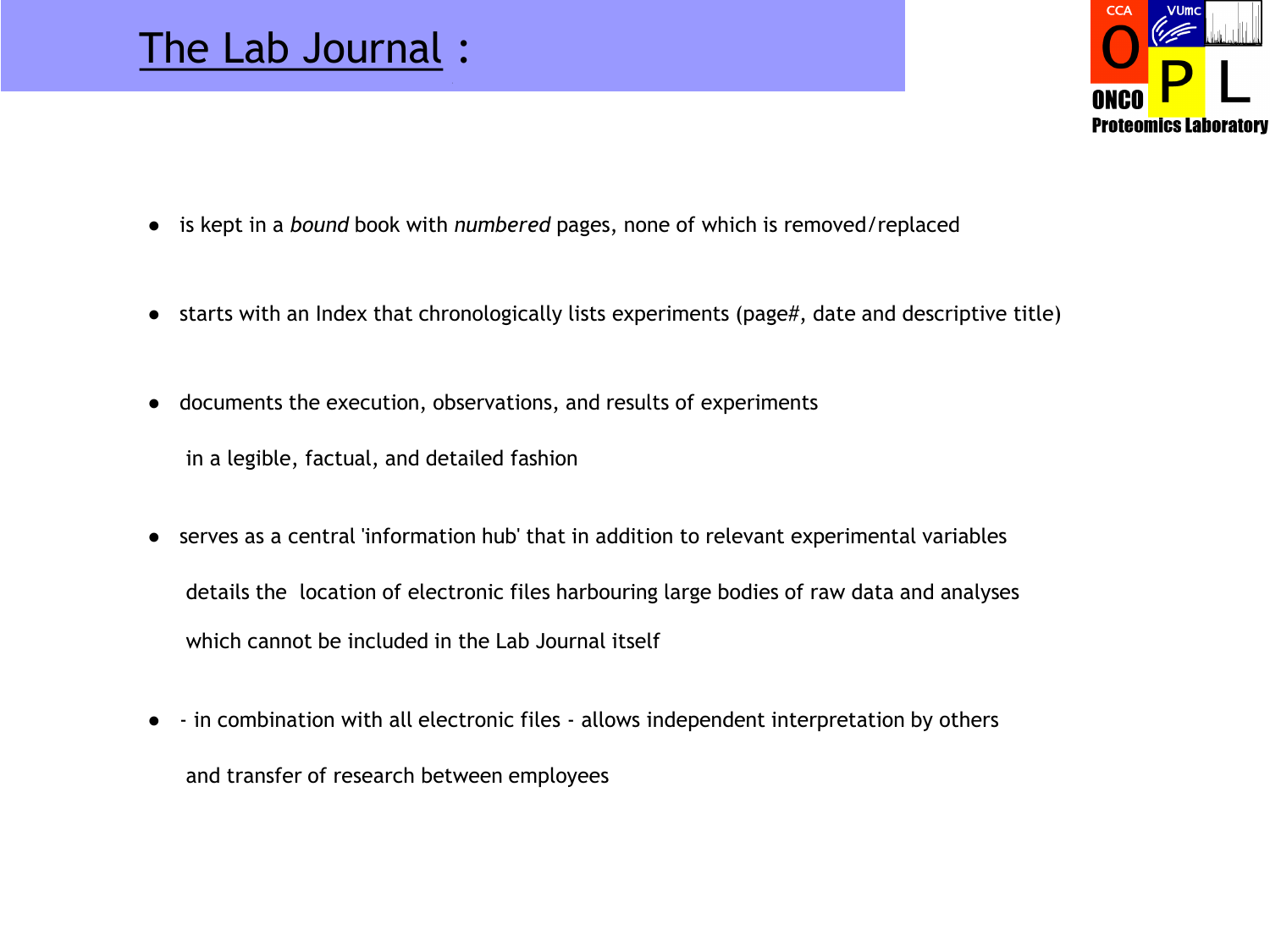# The Lab Journal :

- is kept in a *bound* book with *numbered* pages, none of which is removed/replaced
- starts with an Index that chronologically lists experiments (page#, date and descriptive title)
- documents the execution, observations, and results of experiments in a legible, factual, and detailed fashion
- serves as a central 'information hub' that in addition to relevant experimental variables details the location of electronic files harbouring large bodies of raw data and analyses which cannot be included in the Lab Journal itself
- \- in combination with all electronic files - allows independent interpretation by others and transfer of research between employees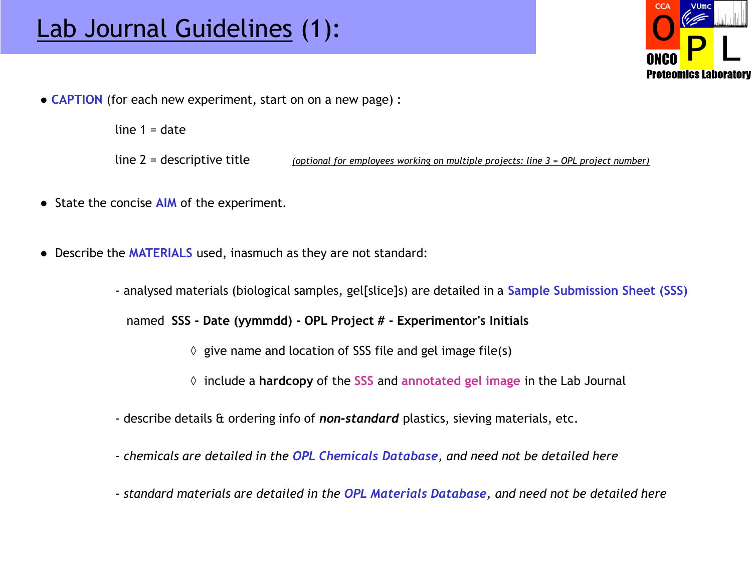# Lab Journal Guidelines (1):

- **CAPTION** (for each new experiment, start on on a new page) :

  line 1 = date

  line 2 = descriptive title *(optional for employees working on multiple projects: line 3 = OPL project number)*

- State the concise **AIM** of the experiment.

- Describe the **MATERIALS** used, inasmuch as they are not standard:

  - analysed materials (biological samples, gel[slice]s) are detailed in a **Sample Submission Sheet (SSS)** named **SSS - Date (yymmdd) - OPL Project # - Experimentor's Initials**

    ◊ give name and location of SSS file and gel image file(s)

    ◊ include a **hardcopy** of the **SSS** and **annotated gel image** in the Lab Journal

  - describe details & ordering info of ***non-standard*** plastics, sieving materials, etc.

  - *chemicals are detailed in the **OPL Chemicals Database**, and need not be detailed here*

  - *standard materials are detailed in the **OPL Materials Database**, and need not be detailed here*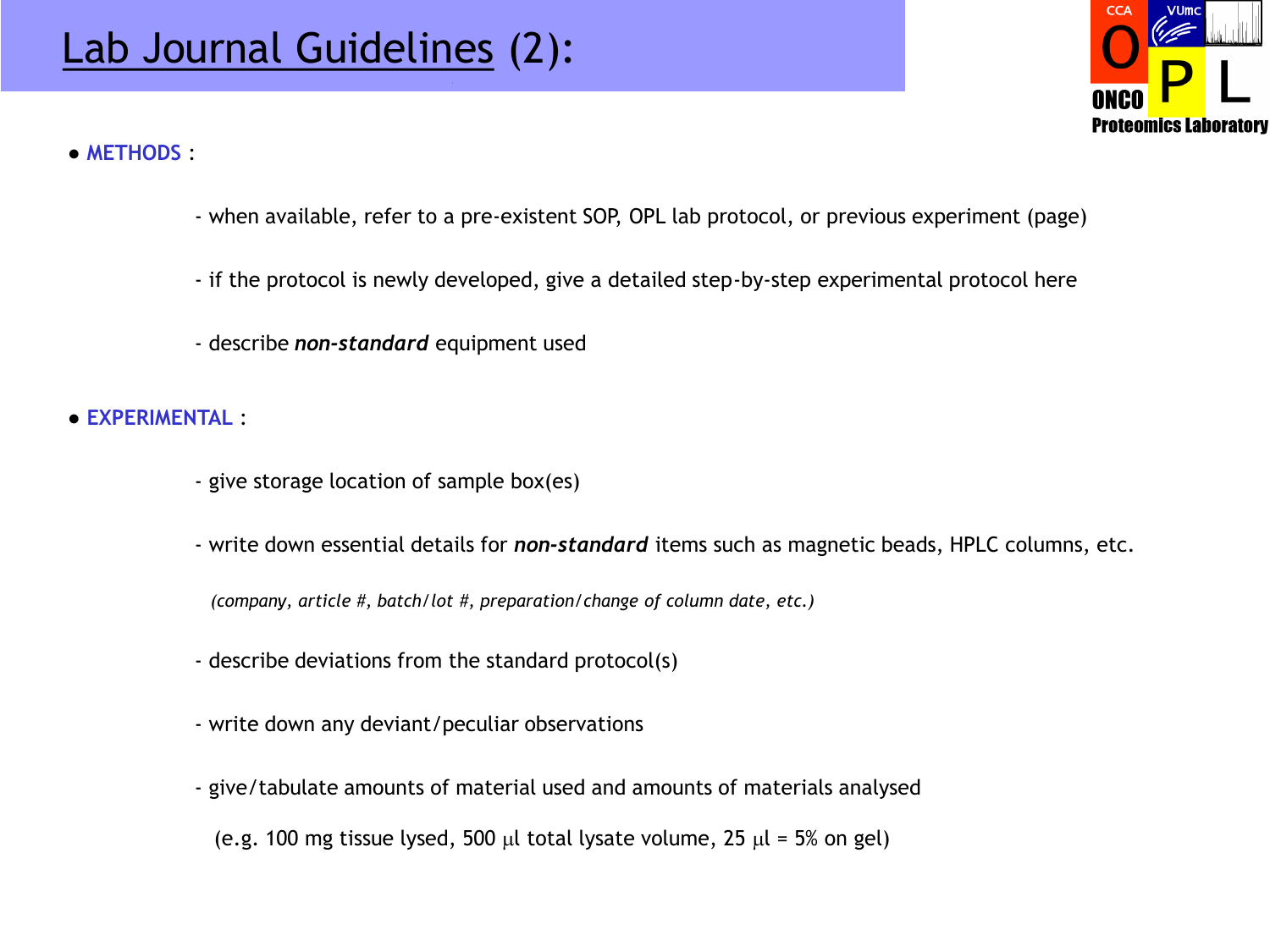# Lab Journal Guidelines (2):

- **METHODS** :

  - when available, refer to a pre-existent SOP, OPL lab protocol, or previous experiment (page)
  - if the protocol is newly developed, give a detailed step-by-step experimental protocol here
  - describe ***non-standard*** equipment used

- **EXPERIMENTAL** :

  - give storage location of sample box(es)
  - write down essential details for ***non-standard*** items such as magnetic beads, HPLC columns, etc.

    *(company, article #, batch/lot #, preparation/change of column date, etc.)*

  - describe deviations from the standard protocol(s)
  - write down any deviant/peculiar observations
  - give/tabulate amounts of material used and amounts of materials analysed

    (e.g. 100 mg tissue lysed, 500 μl total lysate volume, 25 μl = 5% on gel)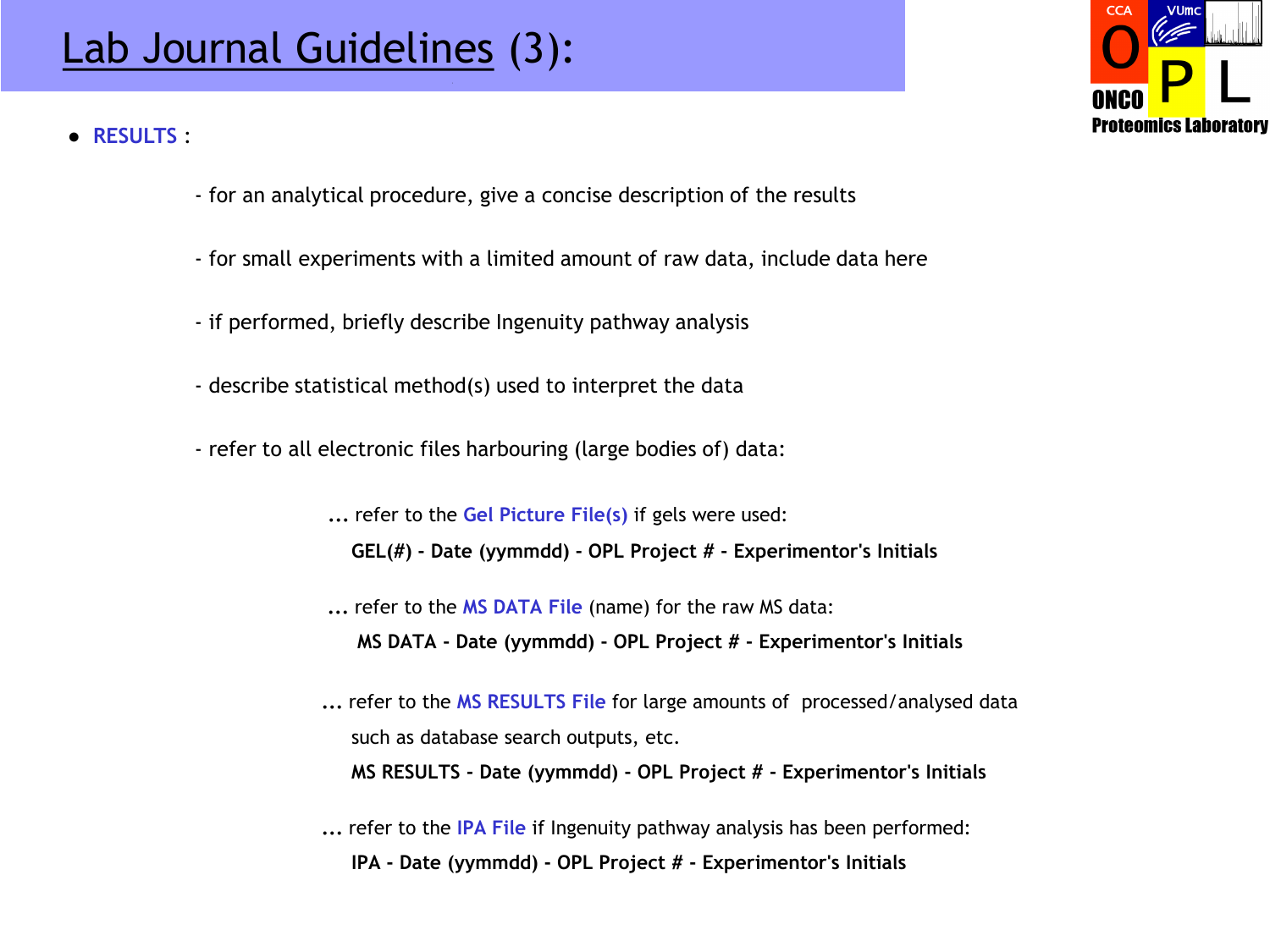# Lab Journal Guidelines (3):

- **RESULTS** :

  - for an analytical procedure, give a concise description of the results

  - for small experiments with a limited amount of raw data, include data here

  - if performed, briefly describe Ingenuity pathway analysis

  - describe statistical method(s) used to interpret the data

  - refer to all electronic files harbouring (large bodies of) data:

    ... refer to the **Gel Picture File(s)** if gels were used:

    **GEL(#) - Date (yymmdd) - OPL Project # - Experimentor's Initials**

    ... refer to the **MS DATA File** (name) for the raw MS data:

    **MS DATA - Date (yymmdd) - OPL Project # - Experimentor's Initials**

    ... refer to the **MS RESULTS File** for large amounts of processed/analysed data such as database search outputs, etc.

    **MS RESULTS - Date (yymmdd) - OPL Project # - Experimentor's Initials**

    ... refer to the **IPA File** if Ingenuity pathway analysis has been performed:

    **IPA - Date (yymmdd) - OPL Project # - Experimentor's Initials**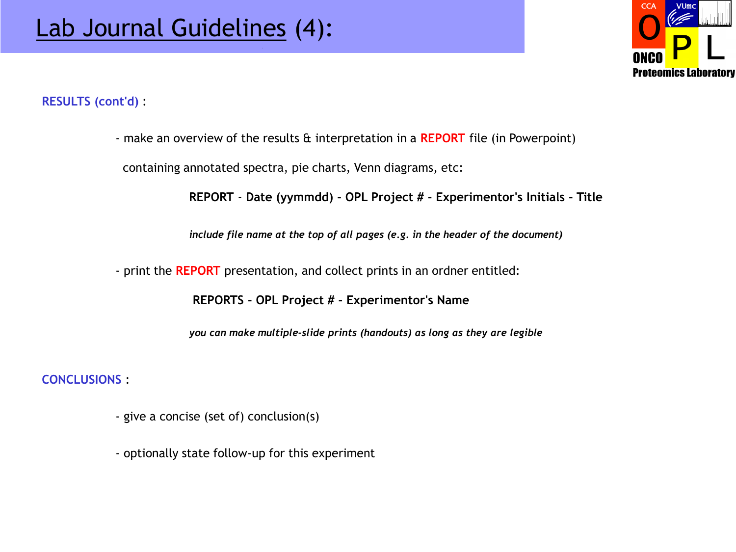# Lab Journal Guidelines (4):

**RESULTS (cont'd)** :

- make an overview of the results & interpretation in a **REPORT** file (in Powerpoint) containing annotated spectra, pie charts, Venn diagrams, etc:

  **REPORT - Date (yymmdd) - OPL Project # - Experimentor's Initials - Title**

  ***include file name at the top of all pages (e.g. in the header of the document)***

- print the **REPORT** presentation, and collect prints in an ordner entitled:

  **REPORTS - OPL Project # - Experimentor's Name**

  ***you can make multiple-slide prints (handouts) as long as they are legible***

**CONCLUSIONS** :

- give a concise (set of) conclusion(s)
- optionally state follow-up for this experiment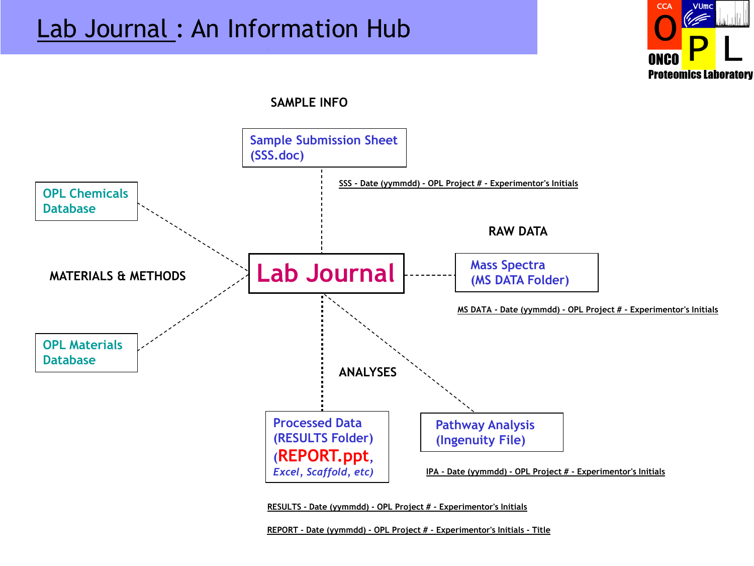# Lab Journal : An Information Hub

CCA VUmc ONCO OPL Proteomics Laboratory

SAMPLE INFO

Sample Submission Sheet (SSS.doc)

SSS - Date (yymmdd) - OPL Project # - Experimentor's Initials

MATERIALS & METHODS

OPL Chemicals Database

OPL Materials Database

Lab Journal

RAW DATA

Mass Spectra (MS DATA Folder)

MS DATA - Date (yymmdd) - OPL Project # - Experimentor's Initials

ANALYSES

Processed Data (RESULTS Folder) (REPORT.ppt, *Excel, Scaffold, etc)*

Pathway Analysis (Ingenuity File)

IPA - Date (yymmdd) - OPL Project # - Experimentor's Initials

RESULTS - Date (yymmdd) - OPL Project # - Experimentor's Initials

REPORT - Date (yymmdd) - OPL Project # - Experimentor's Initials - Title